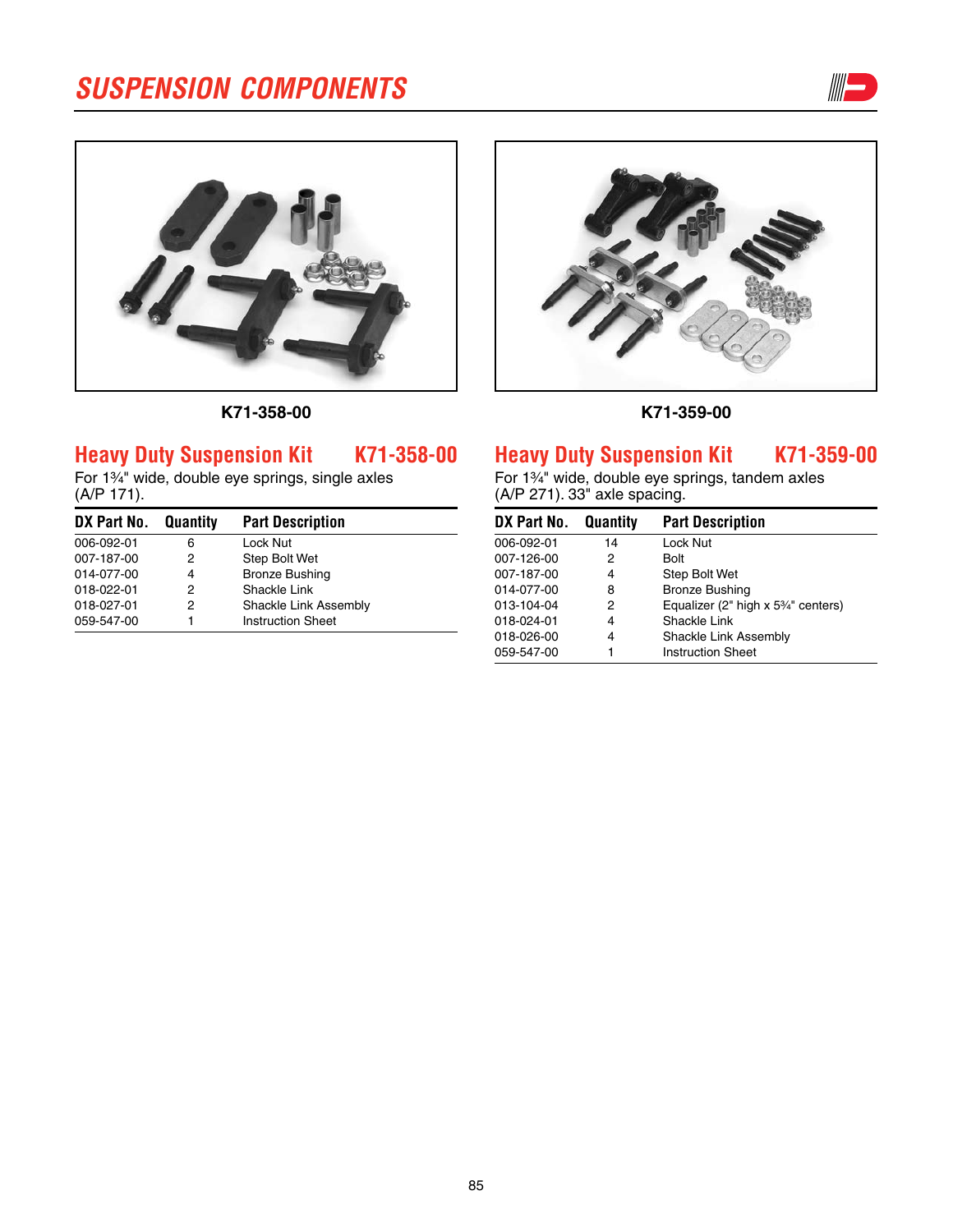# SUSPENSION COMPONENTS

K71-358-00

## Heavy Duty Suspension Kit K71-358-00

For 1¾" wide, double eye springs, single axles (A/P 171).

| DX Part No. | Quantity | Part Description |
|---|---|---|
| 006-092-01 | 6 | Lock Nut |
| 007-187-00 | 2 | Step Bolt Wet |
| 014-077-00 | 4 | Bronze Bushing |
| 018-022-01 | 2 | Shackle Link |
| 018-027-01 | 2 | Shackle Link Assembly |
| 059-547-00 | 1 | Instruction Sheet |

K71-359-00

## Heavy Duty Suspension Kit K71-359-00

For 1¾" wide, double eye springs, tandem axles (A/P 271). 33" axle spacing.

| DX Part No. | Quantity | Part Description |
|---|---|---|
| 006-092-01 | 14 | Lock Nut |
| 007-126-00 | 2 | Bolt |
| 007-187-00 | 4 | Step Bolt Wet |
| 014-077-00 | 8 | Bronze Bushing |
| 013-104-04 | 2 | Equalizer (2" high x 5¾" centers) |
| 018-024-01 | 4 | Shackle Link |
| 018-026-00 | 4 | Shackle Link Assembly |
| 059-547-00 | 1 | Instruction Sheet |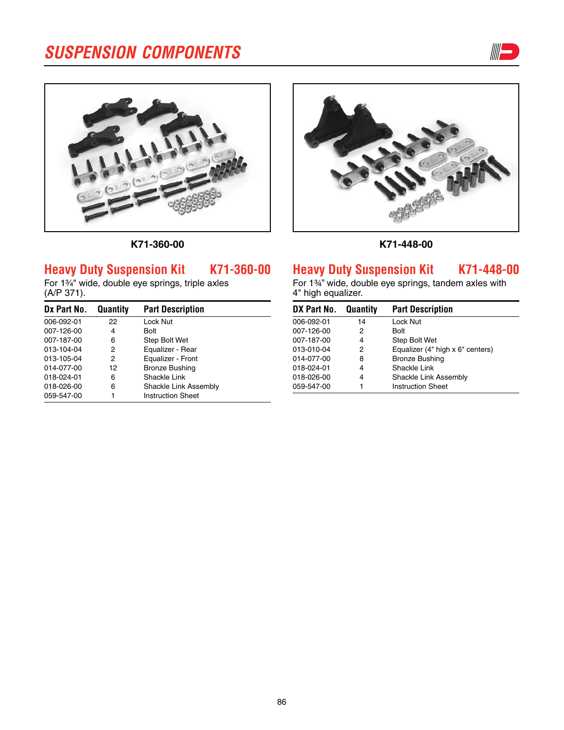# SUSPENSION COMPONENTS

K71-360-00

K71-448-00

## Heavy Duty Suspension Kit K71-360-00

For 1¾" wide, double eye springs, triple axles (A/P 371).

| Dx Part No. | Quantity | Part Description |
|---|---|---|
| 006-092-01 | 22 | Lock Nut |
| 007-126-00 | 4 | Bolt |
| 007-187-00 | 6 | Step Bolt Wet |
| 013-104-04 | 2 | Equalizer - Rear |
| 013-105-04 | 2 | Equalizer - Front |
| 014-077-00 | 12 | Bronze Bushing |
| 018-024-01 | 6 | Shackle Link |
| 018-026-00 | 6 | Shackle Link Assembly |
| 059-547-00 | 1 | Instruction Sheet |

## Heavy Duty Suspension Kit K71-448-00

For 1¾" wide, double eye springs, tandem axles with 4" high equalizer.

| DX Part No. | Quantity | Part Description |
|---|---|---|
| 006-092-01 | 14 | Lock Nut |
| 007-126-00 | 2 | Bolt |
| 007-187-00 | 4 | Step Bolt Wet |
| 013-010-04 | 2 | Equalizer (4" high x 6" centers) |
| 014-077-00 | 8 | Bronze Bushing |
| 018-024-01 | 4 | Shackle Link |
| 018-026-00 | 4 | Shackle Link Assembly |
| 059-547-00 | 1 | Instruction Sheet |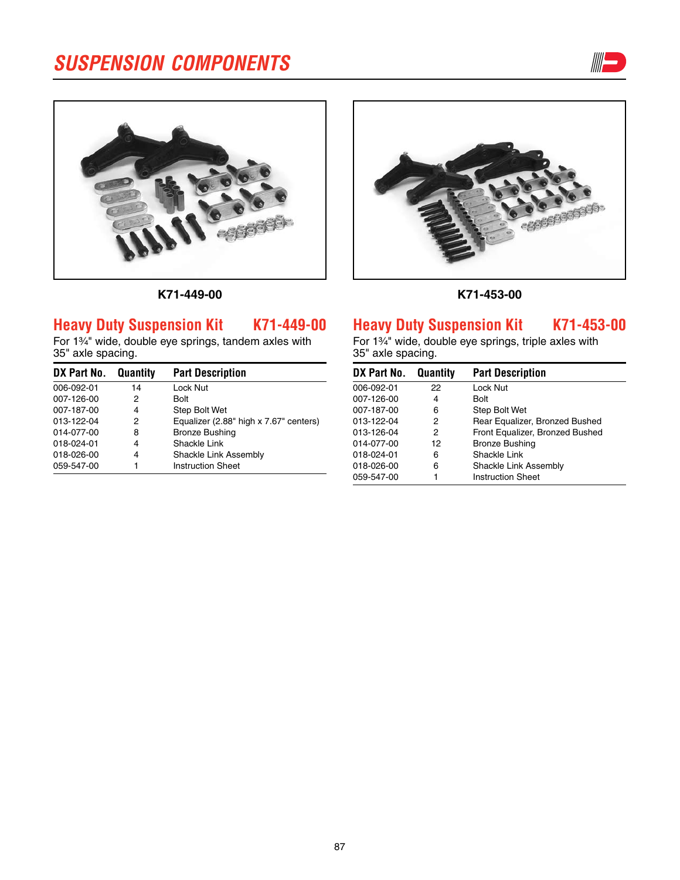# SUSPENSION COMPONENTS

K71-449-00

## Heavy Duty Suspension Kit K71-449-00

For 1¾" wide, double eye springs, tandem axles with 35" axle spacing.

| DX Part No. | Quantity | Part Description |
|---|---|---|
| 006-092-01 | 14 | Lock Nut |
| 007-126-00 | 2 | Bolt |
| 007-187-00 | 4 | Step Bolt Wet |
| 013-122-04 | 2 | Equalizer (2.88" high x 7.67" centers) |
| 014-077-00 | 8 | Bronze Bushing |
| 018-024-01 | 4 | Shackle Link |
| 018-026-00 | 4 | Shackle Link Assembly |
| 059-547-00 | 1 | Instruction Sheet |

K71-453-00

## Heavy Duty Suspension Kit K71-453-00

For 1¾" wide, double eye springs, triple axles with 35" axle spacing.

| DX Part No. | Quantity | Part Description |
|---|---|---|
| 006-092-01 | 22 | Lock Nut |
| 007-126-00 | 4 | Bolt |
| 007-187-00 | 6 | Step Bolt Wet |
| 013-122-04 | 2 | Rear Equalizer, Bronzed Bushed |
| 013-126-04 | 2 | Front Equalizer, Bronzed Bushed |
| 014-077-00 | 12 | Bronze Bushing |
| 018-024-01 | 6 | Shackle Link |
| 018-026-00 | 6 | Shackle Link Assembly |
| 059-547-00 | 1 | Instruction Sheet |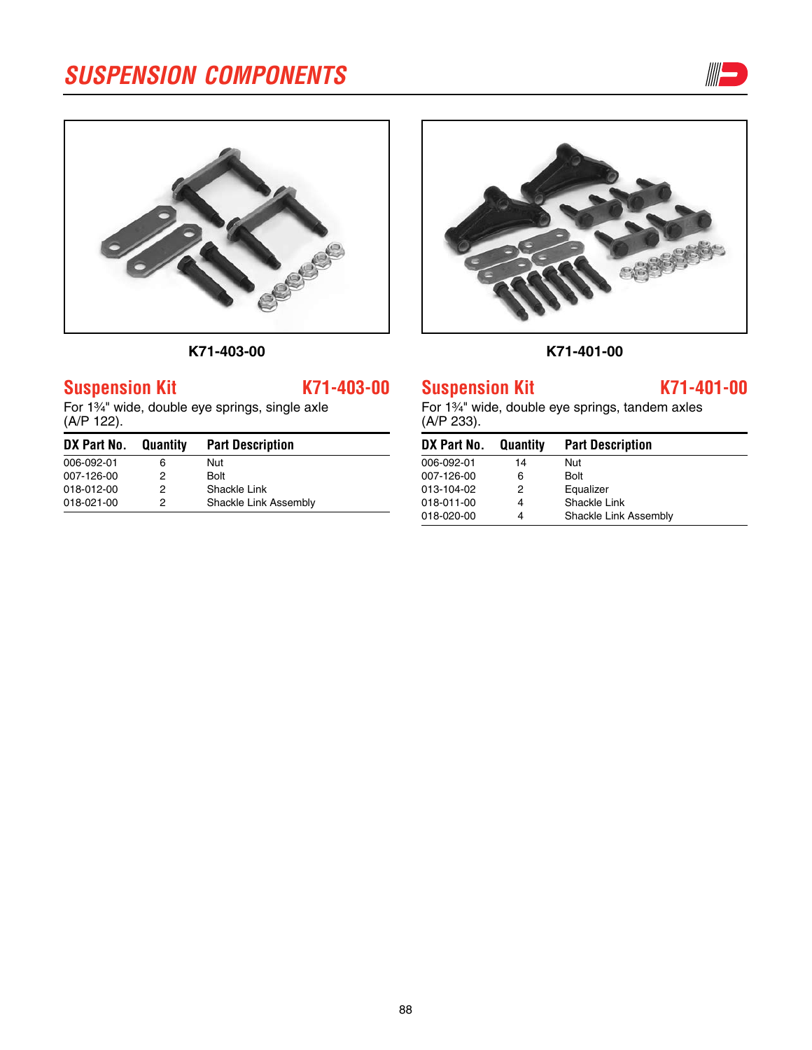# SUSPENSION COMPONENTS

K71-403-00

## Suspension Kit K71-403-00

For 1¾" wide, double eye springs, single axle (A/P 122).

| DX Part No. | Quantity | Part Description |
|---|---|---|
| 006-092-01 | 6 | Nut |
| 007-126-00 | 2 | Bolt |
| 018-012-00 | 2 | Shackle Link |
| 018-021-00 | 2 | Shackle Link Assembly |

K71-401-00

## Suspension Kit K71-401-00

For 1¾" wide, double eye springs, tandem axles (A/P 233).

| DX Part No. | Quantity | Part Description |
|---|---|---|
| 006-092-01 | 14 | Nut |
| 007-126-00 | 6 | Bolt |
| 013-104-02 | 2 | Equalizer |
| 018-011-00 | 4 | Shackle Link |
| 018-020-00 | 4 | Shackle Link Assembly |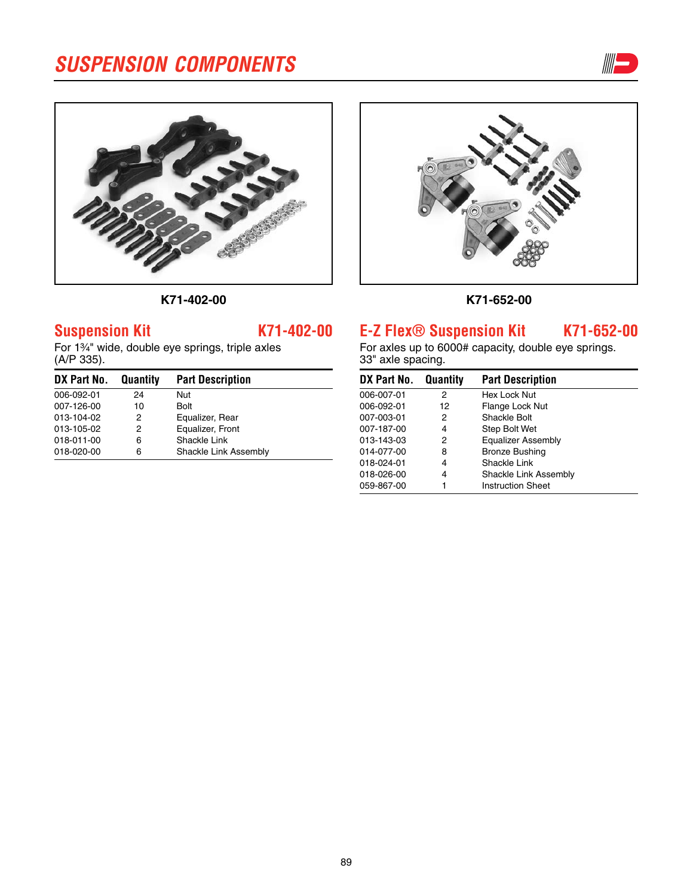# SUSPENSION COMPONENTS

K71-402-00

K71-652-00

## Suspension Kit K71-402-00

For 1¾" wide, double eye springs, triple axles (A/P 335).

| DX Part No. | Quantity | Part Description |
|---|---|---|
| 006-092-01 | 24 | Nut |
| 007-126-00 | 10 | Bolt |
| 013-104-02 | 2 | Equalizer, Rear |
| 013-105-02 | 2 | Equalizer, Front |
| 018-011-00 | 6 | Shackle Link |
| 018-020-00 | 6 | Shackle Link Assembly |

## E-Z Flex® Suspension Kit K71-652-00

For axles up to 6000# capacity, double eye springs. 33" axle spacing.

| DX Part No. | Quantity | Part Description |
|---|---|---|
| 006-007-01 | 2 | Hex Lock Nut |
| 006-092-01 | 12 | Flange Lock Nut |
| 007-003-01 | 2 | Shackle Bolt |
| 007-187-00 | 4 | Step Bolt Wet |
| 013-143-03 | 2 | Equalizer Assembly |
| 014-077-00 | 8 | Bronze Bushing |
| 018-024-01 | 4 | Shackle Link |
| 018-026-00 | 4 | Shackle Link Assembly |
| 059-867-00 | 1 | Instruction Sheet |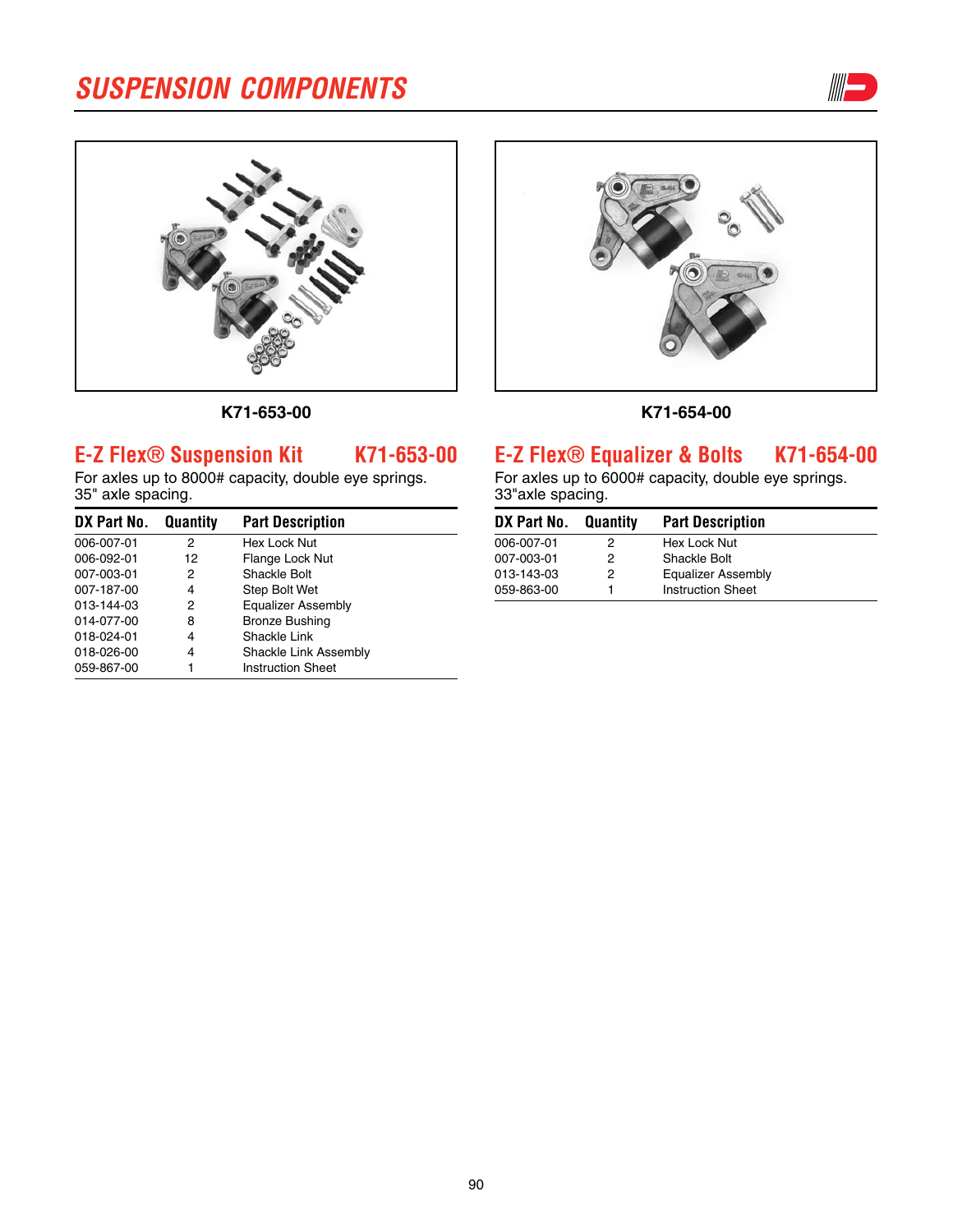# SUSPENSION COMPONENTS

K71-653-00

K71-654-00

## E-Z Flex® Suspension Kit K71-653-00

For axles up to 8000# capacity, double eye springs.
35" axle spacing.

| DX Part No. | Quantity | Part Description |
|---|---|---|
| 006-007-01 | 2 | Hex Lock Nut |
| 006-092-01 | 12 | Flange Lock Nut |
| 007-003-01 | 2 | Shackle Bolt |
| 007-187-00 | 4 | Step Bolt Wet |
| 013-144-03 | 2 | Equalizer Assembly |
| 014-077-00 | 8 | Bronze Bushing |
| 018-024-01 | 4 | Shackle Link |
| 018-026-00 | 4 | Shackle Link Assembly |
| 059-867-00 | 1 | Instruction Sheet |

## E-Z Flex® Equalizer & Bolts K71-654-00

For axles up to 6000# capacity, double eye springs.
33"axle spacing.

| DX Part No. | Quantity | Part Description |
|---|---|---|
| 006-007-01 | 2 | Hex Lock Nut |
| 007-003-01 | 2 | Shackle Bolt |
| 013-143-03 | 2 | Equalizer Assembly |
| 059-863-00 | 1 | Instruction Sheet |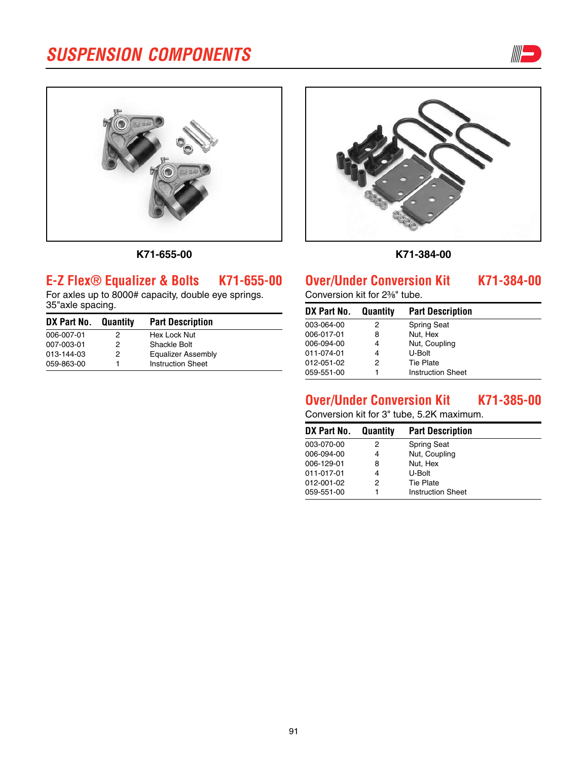# SUSPENSION COMPONENTS

K71-655-00

K71-384-00

## E-Z Flex® Equalizer & Bolts K71-655-00

For axles up to 8000# capacity, double eye springs. 35"axle spacing.

| DX Part No. | Quantity | Part Description |
|---|---|---|
| 006-007-01 | 2 | Hex Lock Nut |
| 007-003-01 | 2 | Shackle Bolt |
| 013-144-03 | 2 | Equalizer Assembly |
| 059-863-00 | 1 | Instruction Sheet |

## Over/Under Conversion Kit K71-384-00

Conversion kit for 2⅜" tube.

| DX Part No. | Quantity | Part Description |
|---|---|---|
| 003-064-00 | 2 | Spring Seat |
| 006-017-01 | 8 | Nut, Hex |
| 006-094-00 | 4 | Nut, Coupling |
| 011-074-01 | 4 | U-Bolt |
| 012-051-02 | 2 | Tie Plate |
| 059-551-00 | 1 | Instruction Sheet |

## Over/Under Conversion Kit K71-385-00

Conversion kit for 3" tube, 5.2K maximum.

| DX Part No. | Quantity | Part Description |
|---|---|---|
| 003-070-00 | 2 | Spring Seat |
| 006-094-00 | 4 | Nut, Coupling |
| 006-129-01 | 8 | Nut, Hex |
| 011-017-01 | 4 | U-Bolt |
| 012-001-02 | 2 | Tie Plate |
| 059-551-00 | 1 | Instruction Sheet |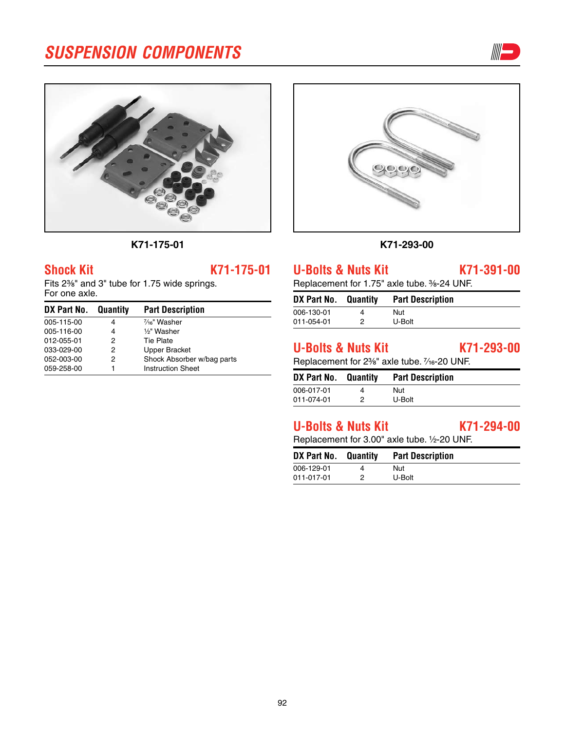# SUSPENSION COMPONENTS

K71-175-01

K71-293-00

## Shock Kit K71-175-01

Fits 2⅜" and 3" tube for 1.75 wide springs.
For one axle.

| DX Part No. | Quantity | Part Description |
|---|---|---|
| 005-115-00 | 4 | 7⁄16" Washer |
| 005-116-00 | 4 | ½" Washer |
| 012-055-01 | 2 | Tie Plate |
| 033-029-00 | 2 | Upper Bracket |
| 052-003-00 | 2 | Shock Absorber w/bag parts |
| 059-258-00 | 1 | Instruction Sheet |

## U-Bolts & Nuts Kit K71-391-00

Replacement for 1.75" axle tube. ⅜-24 UNF.

| DX Part No. | Quantity | Part Description |
|---|---|---|
| 006-130-01 | 4 | Nut |
| 011-054-01 | 2 | U-Bolt |

## U-Bolts & Nuts Kit K71-293-00

Replacement for 2⅜" axle tube. 7⁄16-20 UNF.

| DX Part No. | Quantity | Part Description |
|---|---|---|
| 006-017-01 | 4 | Nut |
| 011-074-01 | 2 | U-Bolt |

## U-Bolts & Nuts Kit K71-294-00

Replacement for 3.00" axle tube. ½-20 UNF.

| DX Part No. | Quantity | Part Description |
|---|---|---|
| 006-129-01 | 4 | Nut |
| 011-017-01 | 2 | U-Bolt |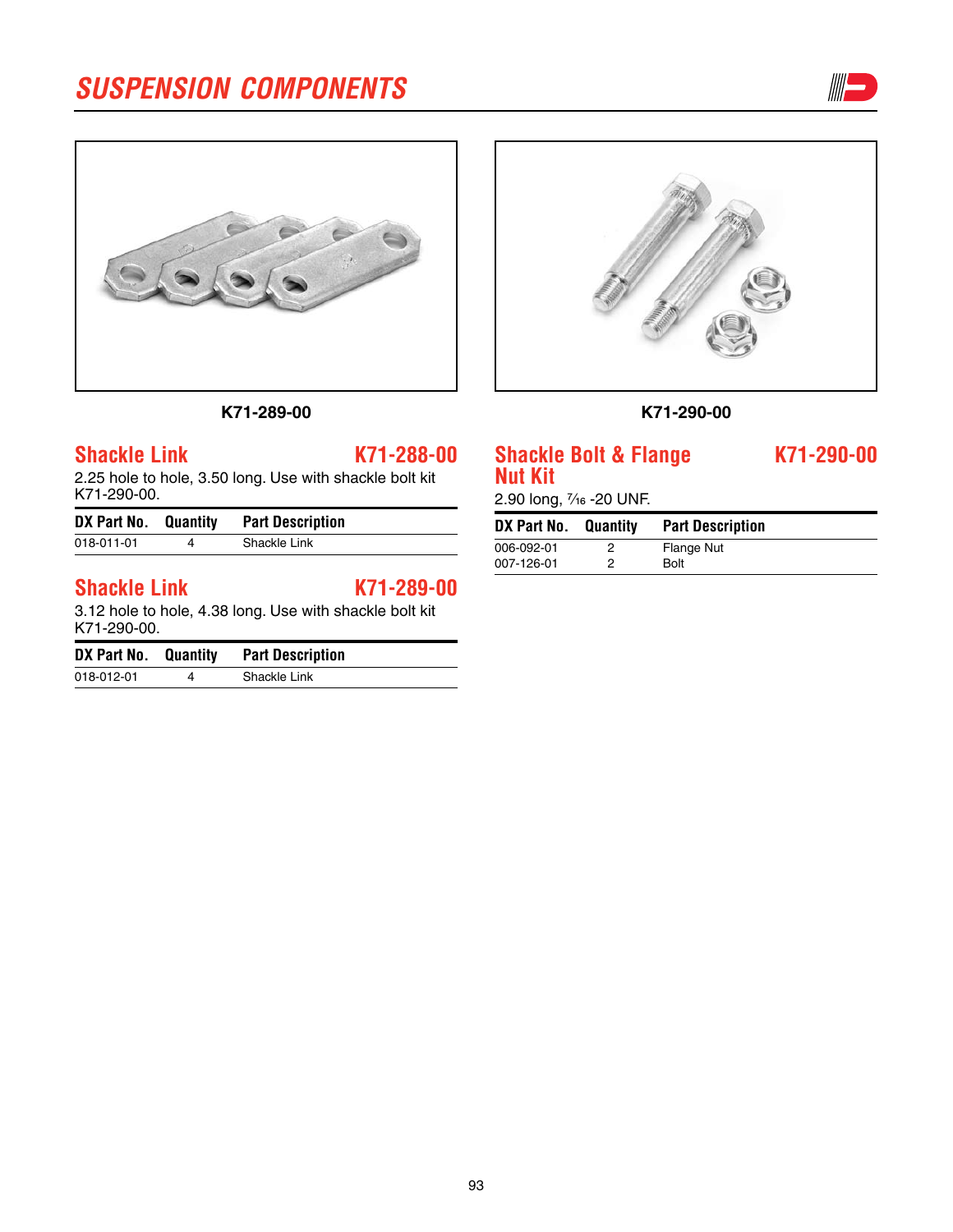# SUSPENSION COMPONENTS

K71-289-00

K71-290-00

## Shackle Link — K71-288-00

2.25 hole to hole, 3.50 long. Use with shackle bolt kit K71-290-00.

| DX Part No. | Quantity | Part Description |
|---|---|---|
| 018-011-01 | 4 | Shackle Link |

## Shackle Link — K71-289-00

3.12 hole to hole, 4.38 long. Use with shackle bolt kit K71-290-00.

| DX Part No. | Quantity | Part Description |
|---|---|---|
| 018-012-01 | 4 | Shackle Link |

## Shackle Bolt & Flange Nut Kit — K71-290-00

2.90 long, 7⁄16 -20 UNF.

| DX Part No. | Quantity | Part Description |
|---|---|---|
| 006-092-01 | 2 | Flange Nut |
| 007-126-01 | 2 | Bolt |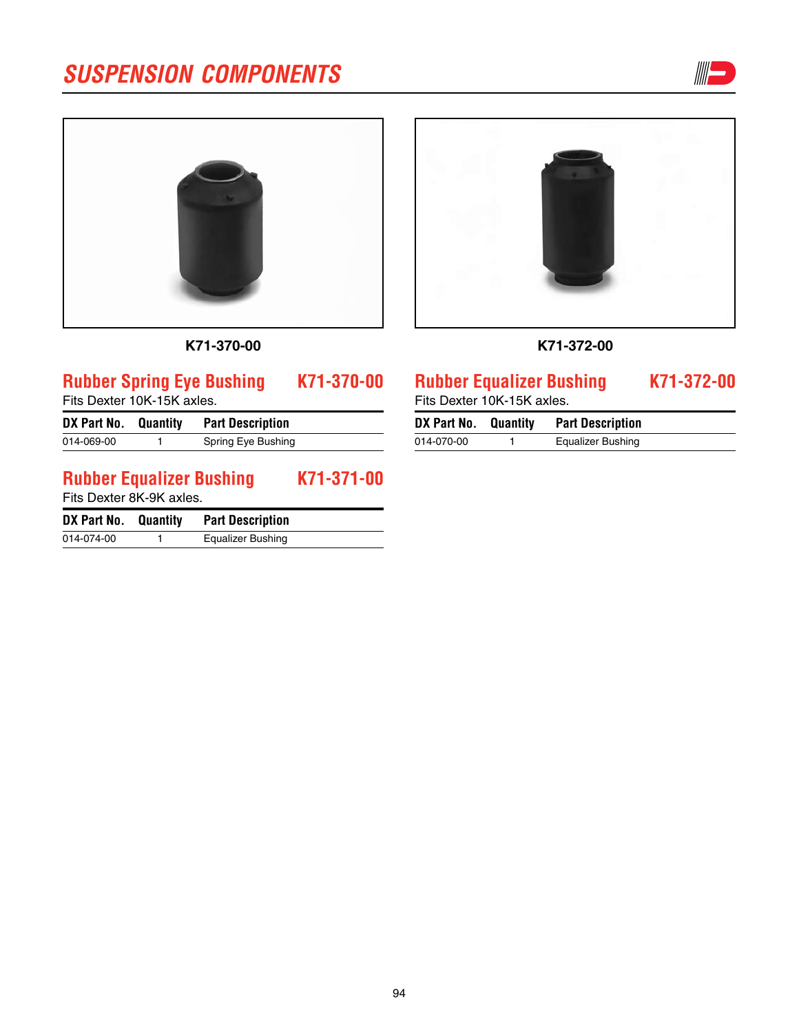# SUSPENSION COMPONENTS

K71-370-00

K71-372-00

## Rubber Spring Eye Bushing — K71-370-00

Fits Dexter 10K-15K axles.

| DX Part No. | Quantity | Part Description |
|---|---|---|
| 014-069-00 | 1 | Spring Eye Bushing |

## Rubber Equalizer Bushing — K71-371-00

Fits Dexter 8K-9K axles.

| DX Part No. | Quantity | Part Description |
|---|---|---|
| 014-074-00 | 1 | Equalizer Bushing |

## Rubber Equalizer Bushing — K71-372-00

Fits Dexter 10K-15K axles.

| DX Part No. | Quantity | Part Description |
|---|---|---|
| 014-070-00 | 1 | Equalizer Bushing |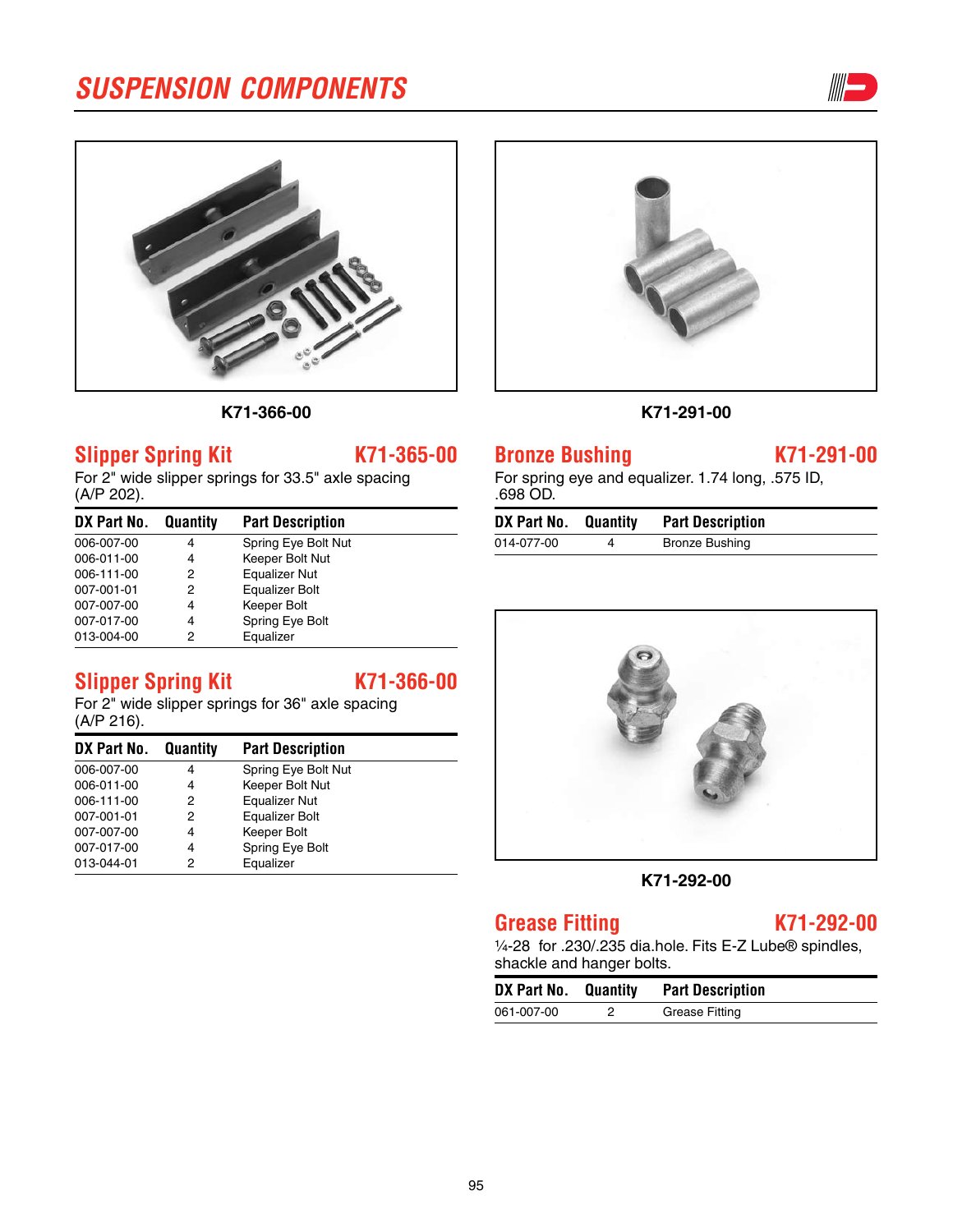# SUSPENSION COMPONENTS

K71-366-00

K71-291-00

## Slipper Spring Kit K71-365-00

For 2" wide slipper springs for 33.5" axle spacing (A/P 202).

| DX Part No. | Quantity | Part Description |
|---|---|---|
| 006-007-00 | 4 | Spring Eye Bolt Nut |
| 006-011-00 | 4 | Keeper Bolt Nut |
| 006-111-00 | 2 | Equalizer Nut |
| 007-001-01 | 2 | Equalizer Bolt |
| 007-007-00 | 4 | Keeper Bolt |
| 007-017-00 | 4 | Spring Eye Bolt |
| 013-004-00 | 2 | Equalizer |

## Slipper Spring Kit K71-366-00

For 2" wide slipper springs for 36" axle spacing (A/P 216).

| DX Part No. | Quantity | Part Description |
|---|---|---|
| 006-007-00 | 4 | Spring Eye Bolt Nut |
| 006-011-00 | 4 | Keeper Bolt Nut |
| 006-111-00 | 2 | Equalizer Nut |
| 007-001-01 | 2 | Equalizer Bolt |
| 007-007-00 | 4 | Keeper Bolt |
| 007-017-00 | 4 | Spring Eye Bolt |
| 013-044-01 | 2 | Equalizer |

## Bronze Bushing K71-291-00

For spring eye and equalizer. 1.74 long, .575 ID, .698 OD.

| DX Part No. | Quantity | Part Description |
|---|---|---|
| 014-077-00 | 4 | Bronze Bushing |

K71-292-00

## Grease Fitting K71-292-00

¼-28 for .230/.235 dia.hole. Fits E-Z Lube® spindles, shackle and hanger bolts.

| DX Part No. | Quantity | Part Description |
|---|---|---|
| 061-007-00 | 2 | Grease Fitting |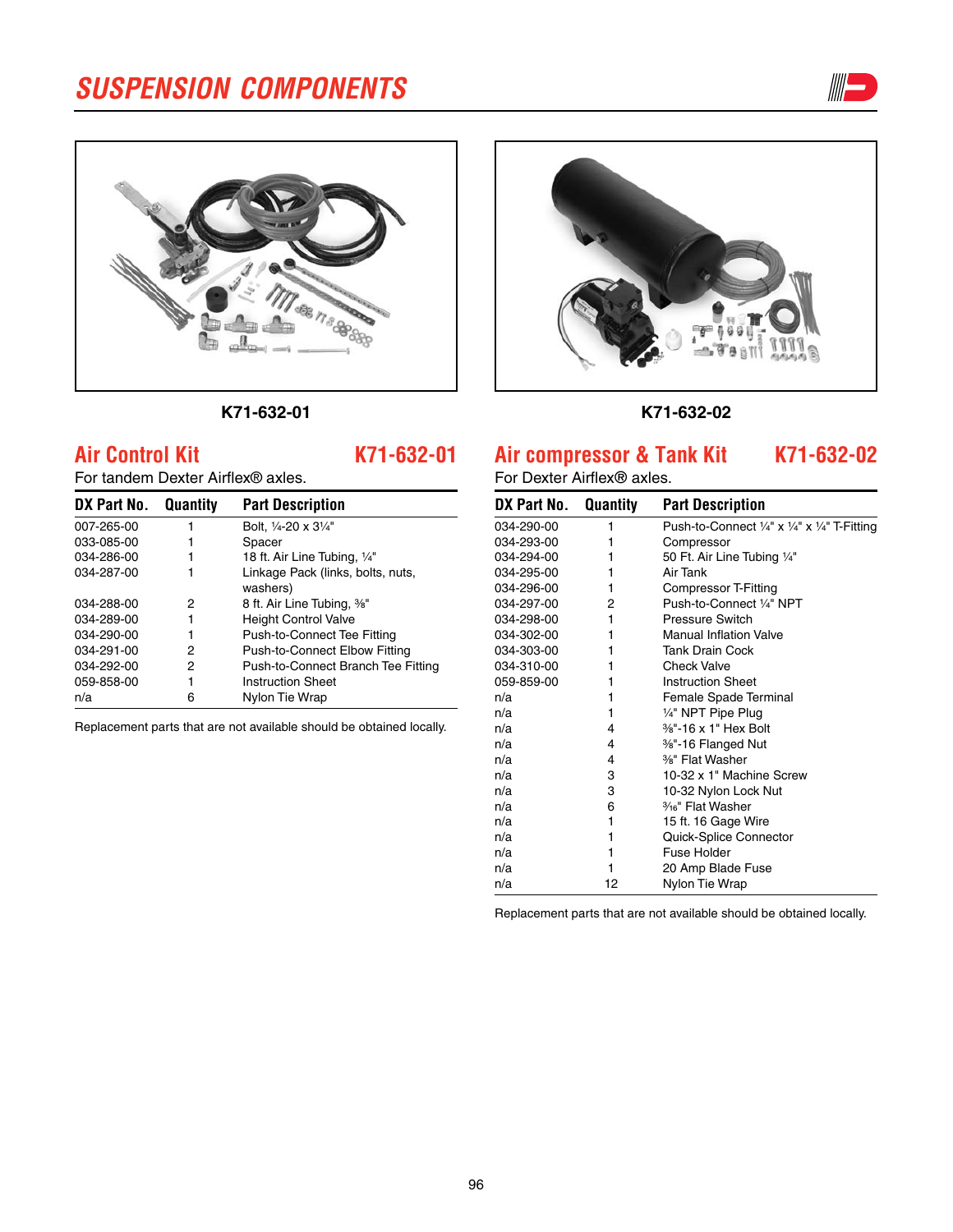# SUSPENSION COMPONENTS

K71-632-01

K71-632-02

## Air Control Kit K71-632-01

For tandem Dexter Airflex® axles.

| DX Part No. | Quantity | Part Description |
|---|---|---|
| 007-265-00 | 1 | Bolt, ¼-20 x 3¼" |
| 033-085-00 | 1 | Spacer |
| 034-286-00 | 1 | 18 ft. Air Line Tubing, ¼" |
| 034-287-00 | 1 | Linkage Pack (links, bolts, nuts, washers) |
| 034-288-00 | 2 | 8 ft. Air Line Tubing, ⅜" |
| 034-289-00 | 1 | Height Control Valve |
| 034-290-00 | 1 | Push-to-Connect Tee Fitting |
| 034-291-00 | 2 | Push-to-Connect Elbow Fitting |
| 034-292-00 | 2 | Push-to-Connect Branch Tee Fitting |
| 059-858-00 | 1 | Instruction Sheet |
| n/a | 6 | Nylon Tie Wrap |

Replacement parts that are not available should be obtained locally.

## Air compressor & Tank Kit K71-632-02

For Dexter Airflex® axles.

| DX Part No. | Quantity | Part Description |
|---|---|---|
| 034-290-00 | 1 | Push-to-Connect ¼" x ¼" x ¼" T-Fitting |
| 034-293-00 | 1 | Compressor |
| 034-294-00 | 1 | 50 Ft. Air Line Tubing ¼" |
| 034-295-00 | 1 | Air Tank |
| 034-296-00 | 1 | Compressor T-Fitting |
| 034-297-00 | 2 | Push-to-Connect ¼" NPT |
| 034-298-00 | 1 | Pressure Switch |
| 034-302-00 | 1 | Manual Inflation Valve |
| 034-303-00 | 1 | Tank Drain Cock |
| 034-310-00 | 1 | Check Valve |
| 059-859-00 | 1 | Instruction Sheet |
| n/a | 1 | Female Spade Terminal |
| n/a | 1 | ¼" NPT Pipe Plug |
| n/a | 4 | ⅜"-16 x 1" Hex Bolt |
| n/a | 4 | ⅜"-16 Flanged Nut |
| n/a | 4 | ⅜" Flat Washer |
| n/a | 3 | 10-32 x 1" Machine Screw |
| n/a | 3 | 10-32 Nylon Lock Nut |
| n/a | 6 | 3⁄16" Flat Washer |
| n/a | 1 | 15 ft. 16 Gage Wire |
| n/a | 1 | Quick-Splice Connector |
| n/a | 1 | Fuse Holder |
| n/a | 1 | 20 Amp Blade Fuse |
| n/a | 12 | Nylon Tie Wrap |

Replacement parts that are not available should be obtained locally.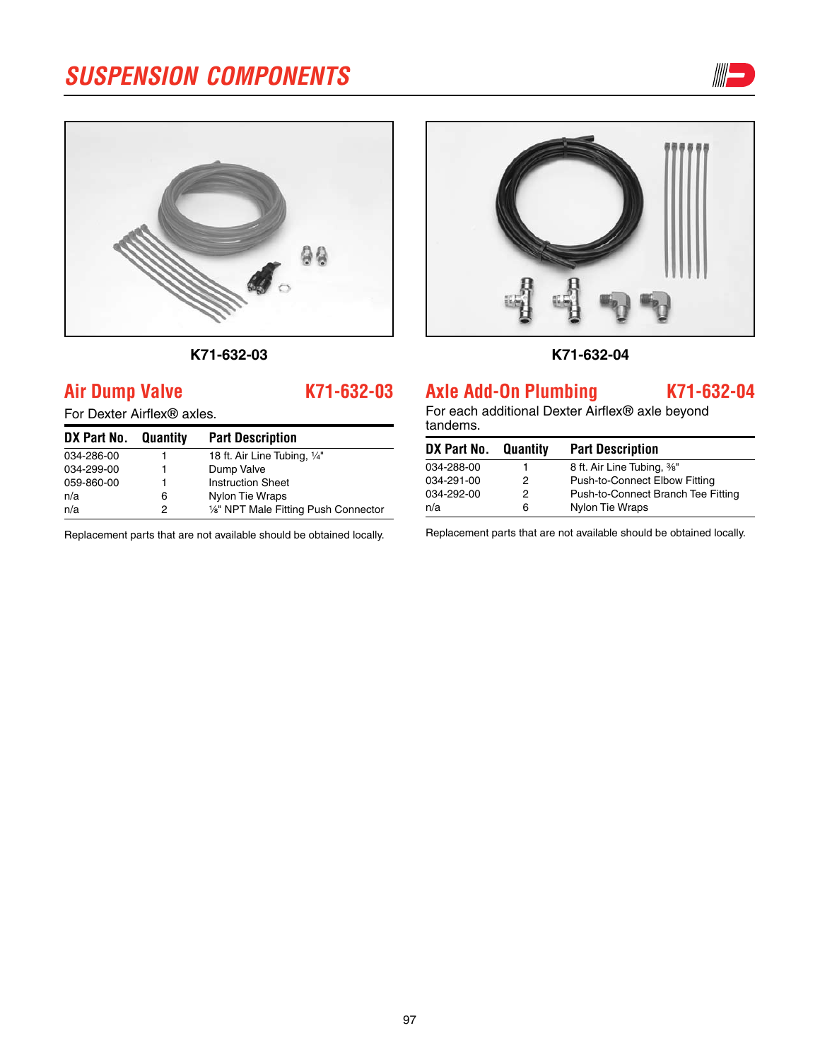# SUSPENSION COMPONENTS

K71-632-03

K71-632-04

## Air Dump Valve — K71-632-03

For Dexter Airflex® axles.

| DX Part No. | Quantity | Part Description |
|---|---|---|
| 034-286-00 | 1 | 18 ft. Air Line Tubing, ¼" |
| 034-299-00 | 1 | Dump Valve |
| 059-860-00 | 1 | Instruction Sheet |
| n/a | 6 | Nylon Tie Wraps |
| n/a | 2 | ⅛" NPT Male Fitting Push Connector |

Replacement parts that are not available should be obtained locally.

## Axle Add-On Plumbing — K71-632-04

For each additional Dexter Airflex® axle beyond tandems.

| DX Part No. | Quantity | Part Description |
|---|---|---|
| 034-288-00 | 1 | 8 ft. Air Line Tubing, ⅜" |
| 034-291-00 | 2 | Push-to-Connect Elbow Fitting |
| 034-292-00 | 2 | Push-to-Connect Branch Tee Fitting |
| n/a | 6 | Nylon Tie Wraps |

Replacement parts that are not available should be obtained locally.